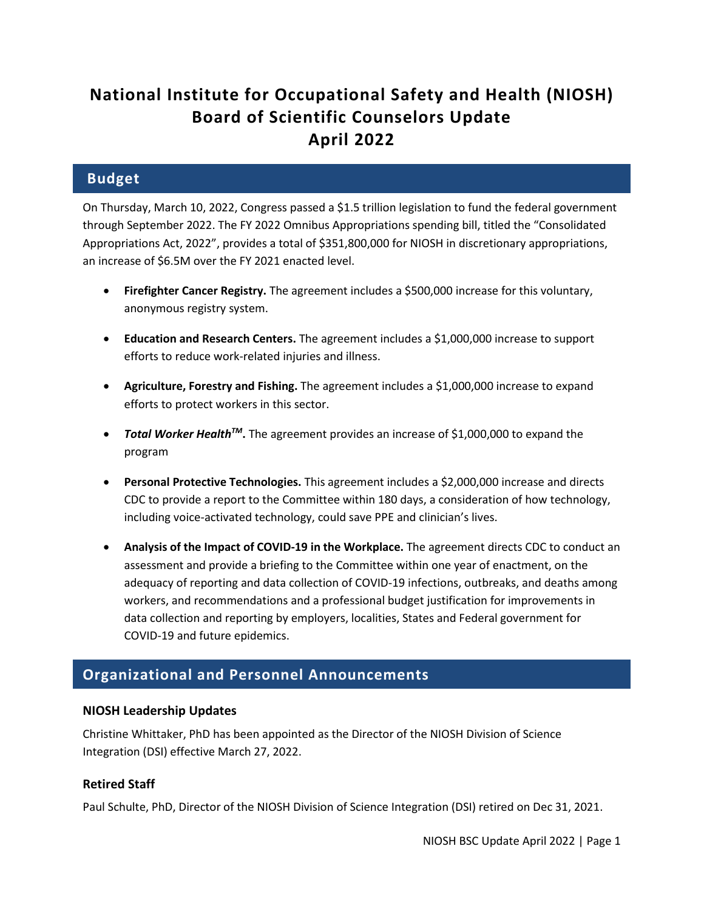# National Institute for Occupational Safety and Health (NIOSH) Board of Scientific Counselors Update April 2022

## Budget

On Thursday, March 10, 2022, Congress passed a $1.5 trillion legislation to fund the federal government through September 2022. The FY 2022 Omnibus Appropriations spending bill, titled the "Consolidated Appropriations Act, 2022", provides a total of $351,800,000 for NIOSH in discretionary appropriations, an increase of $6.5M over the FY 2021 enacted level.

- **Firefighter Cancer Registry.** The agreement includes a $500,000 increase for this voluntary, anonymous registry system.
- **Education and Research Centers.** The agreement includes a $1,000,000 increase to support efforts to reduce work-related injuries and illness.
- **Agriculture, Forestry and Fishing.** The agreement includes a $1,000,000 increase to expand efforts to protect workers in this sector.
- ***Total Worker Health™*.** The agreement provides an increase of $1,000,000 to expand the program
- **Personal Protective Technologies.** This agreement includes a $2,000,000 increase and directs CDC to provide a report to the Committee within 180 days, a consideration of how technology, including voice-activated technology, could save PPE and clinician's lives.
- **Analysis of the Impact of COVID-19 in the Workplace.** The agreement directs CDC to conduct an assessment and provide a briefing to the Committee within one year of enactment, on the adequacy of reporting and data collection of COVID-19 infections, outbreaks, and deaths among workers, and recommendations and a professional budget justification for improvements in data collection and reporting by employers, localities, States and Federal government for COVID-19 and future epidemics.

## Organizational and Personnel Announcements

### NIOSH Leadership Updates

Christine Whittaker, PhD has been appointed as the Director of the NIOSH Division of Science Integration (DSI) effective March 27, 2022.

### Retired Staff

Paul Schulte, PhD, Director of the NIOSH Division of Science Integration (DSI) retired on Dec 31, 2021.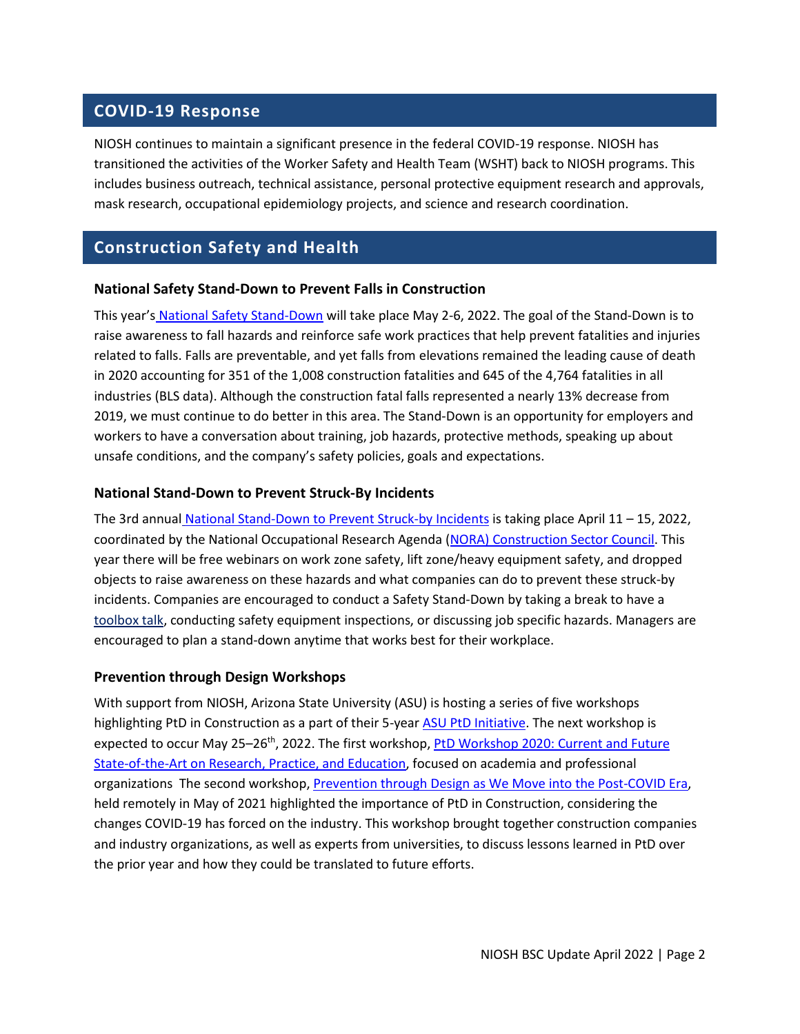## COVID-19 Response

NIOSH continues to maintain a significant presence in the federal COVID-19 response. NIOSH has transitioned the activities of the Worker Safety and Health Team (WSHT) back to NIOSH programs. This includes business outreach, technical assistance, personal protective equipment research and approvals, mask research, occupational epidemiology projects, and science and research coordination.

## Construction Safety and Health

### National Safety Stand-Down to Prevent Falls in Construction

This year's National Safety Stand-Down will take place May 2-6, 2022. The goal of the Stand-Down is to raise awareness to fall hazards and reinforce safe work practices that help prevent fatalities and injuries related to falls. Falls are preventable, and yet falls from elevations remained the leading cause of death in 2020 accounting for 351 of the 1,008 construction fatalities and 645 of the 4,764 fatalities in all industries (BLS data). Although the construction fatal falls represented a nearly 13% decrease from 2019, we must continue to do better in this area. The Stand-Down is an opportunity for employers and workers to have a conversation about training, job hazards, protective methods, speaking up about unsafe conditions, and the company's safety policies, goals and expectations.

### National Stand-Down to Prevent Struck-By Incidents

The 3rd annual National Stand-Down to Prevent Struck-by Incidents is taking place April 11 – 15, 2022, coordinated by the National Occupational Research Agenda (NORA) Construction Sector Council. This year there will be free webinars on work zone safety, lift zone/heavy equipment safety, and dropped objects to raise awareness on these hazards and what companies can do to prevent these struck-by incidents. Companies are encouraged to conduct a Safety Stand-Down by taking a break to have a toolbox talk, conducting safety equipment inspections, or discussing job specific hazards. Managers are encouraged to plan a stand-down anytime that works best for their workplace.

### Prevention through Design Workshops

With support from NIOSH, Arizona State University (ASU) is hosting a series of five workshops highlighting PtD in Construction as a part of their 5-year ASU PtD Initiative. The next workshop is expected to occur May 25–26th, 2022. The first workshop, PtD Workshop 2020: Current and Future State-of-the-Art on Research, Practice, and Education, focused on academia and professional organizations The second workshop, Prevention through Design as We Move into the Post-COVID Era, held remotely in May of 2021 highlighted the importance of PtD in Construction, considering the changes COVID-19 has forced on the industry. This workshop brought together construction companies and industry organizations, as well as experts from universities, to discuss lessons learned in PtD over the prior year and how they could be translated to future efforts.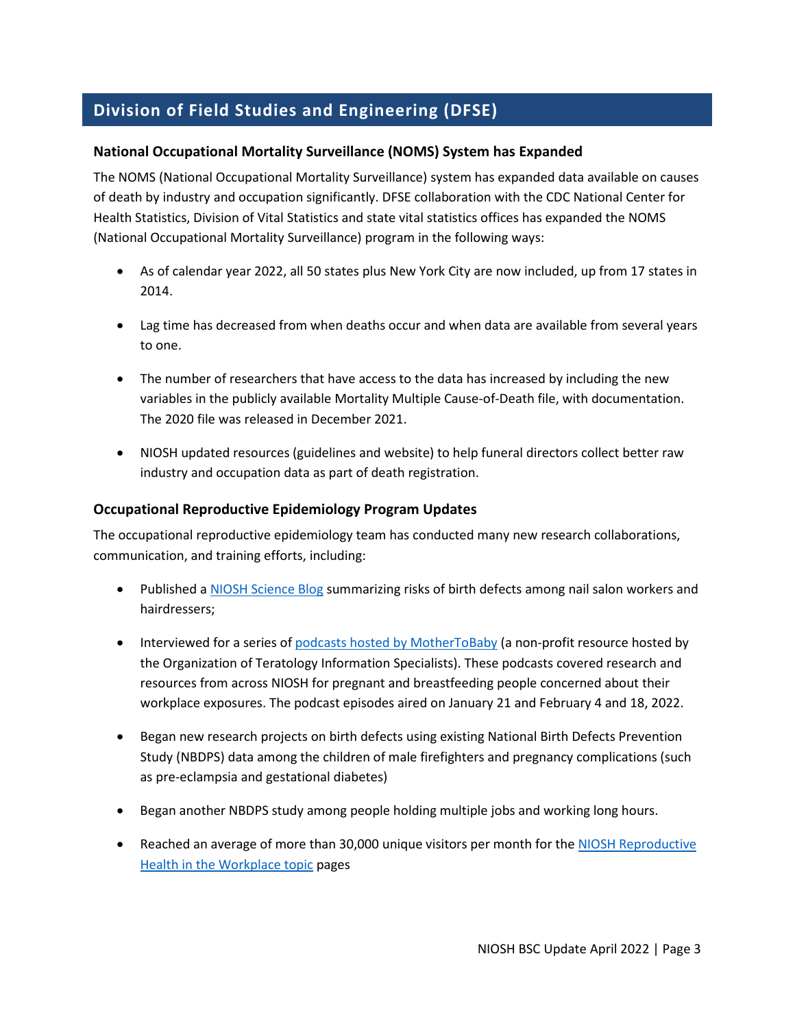## Division of Field Studies and Engineering (DFSE)

### National Occupational Mortality Surveillance (NOMS) System has Expanded

The NOMS (National Occupational Mortality Surveillance) system has expanded data available on causes of death by industry and occupation significantly. DFSE collaboration with the CDC National Center for Health Statistics, Division of Vital Statistics and state vital statistics offices has expanded the NOMS (National Occupational Mortality Surveillance) program in the following ways:

- As of calendar year 2022, all 50 states plus New York City are now included, up from 17 states in 2014.
- Lag time has decreased from when deaths occur and when data are available from several years to one.
- The number of researchers that have access to the data has increased by including the new variables in the publicly available Mortality Multiple Cause-of-Death file, with documentation. The 2020 file was released in December 2021.
- NIOSH updated resources (guidelines and website) to help funeral directors collect better raw industry and occupation data as part of death registration.

### Occupational Reproductive Epidemiology Program Updates

The occupational reproductive epidemiology team has conducted many new research collaborations, communication, and training efforts, including:

- Published a NIOSH Science Blog summarizing risks of birth defects among nail salon workers and hairdressers;
- Interviewed for a series of podcasts hosted by MotherToBaby (a non-profit resource hosted by the Organization of Teratology Information Specialists). These podcasts covered research and resources from across NIOSH for pregnant and breastfeeding people concerned about their workplace exposures. The podcast episodes aired on January 21 and February 4 and 18, 2022.
- Began new research projects on birth defects using existing National Birth Defects Prevention Study (NBDPS) data among the children of male firefighters and pregnancy complications (such as pre-eclampsia and gestational diabetes)
- Began another NBDPS study among people holding multiple jobs and working long hours.
- Reached an average of more than 30,000 unique visitors per month for the NIOSH Reproductive Health in the Workplace topic pages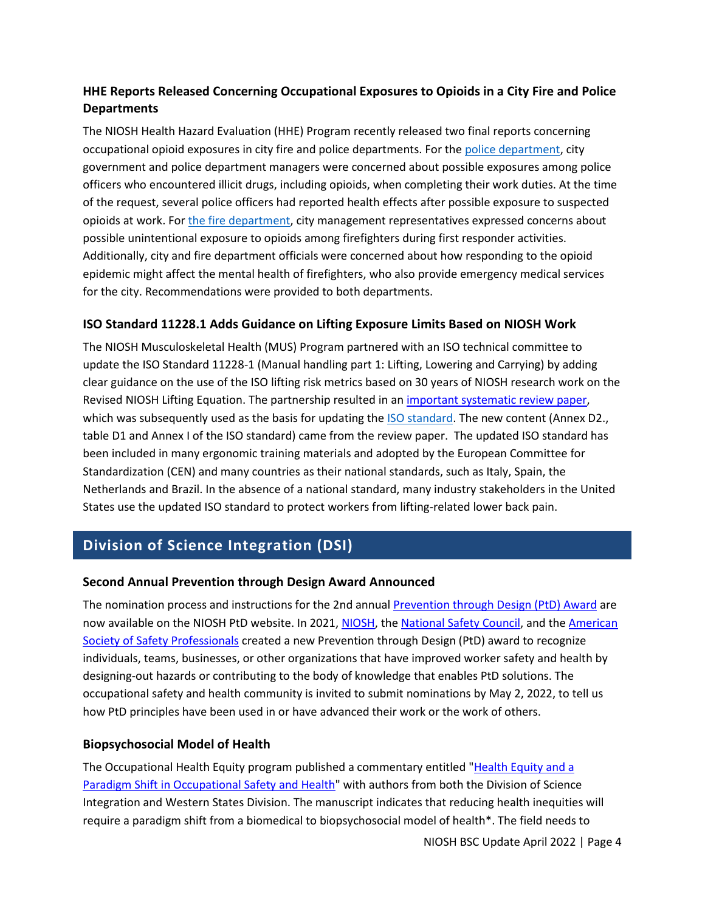### HHE Reports Released Concerning Occupational Exposures to Opioids in a City Fire and Police Departments

The NIOSH Health Hazard Evaluation (HHE) Program recently released two final reports concerning occupational opioid exposures in city fire and police departments. For the police department, city government and police department managers were concerned about possible exposures among police officers who encountered illicit drugs, including opioids, when completing their work duties. At the time of the request, several police officers had reported health effects after possible exposure to suspected opioids at work. For the fire department, city management representatives expressed concerns about possible unintentional exposure to opioids among firefighters during first responder activities. Additionally, city and fire department officials were concerned about how responding to the opioid epidemic might affect the mental health of firefighters, who also provide emergency medical services for the city. Recommendations were provided to both departments.

### ISO Standard 11228.1 Adds Guidance on Lifting Exposure Limits Based on NIOSH Work

The NIOSH Musculoskeletal Health (MUS) Program partnered with an ISO technical committee to update the ISO Standard 11228-1 (Manual handling part 1: Lifting, Lowering and Carrying) by adding clear guidance on the use of the ISO lifting risk metrics based on 30 years of NIOSH research work on the Revised NIOSH Lifting Equation. The partnership resulted in an important systematic review paper, which was subsequently used as the basis for updating the ISO standard. The new content (Annex D2., table D1 and Annex I of the ISO standard) came from the review paper. The updated ISO standard has been included in many ergonomic training materials and adopted by the European Committee for Standardization (CEN) and many countries as their national standards, such as Italy, Spain, the Netherlands and Brazil. In the absence of a national standard, many industry stakeholders in the United States use the updated ISO standard to protect workers from lifting-related lower back pain.

## Division of Science Integration (DSI)

### Second Annual Prevention through Design Award Announced

The nomination process and instructions for the 2nd annual Prevention through Design (PtD) Award are now available on the NIOSH PtD website. In 2021, NIOSH, the National Safety Council, and the American Society of Safety Professionals created a new Prevention through Design (PtD) award to recognize individuals, teams, businesses, or other organizations that have improved worker safety and health by designing-out hazards or contributing to the body of knowledge that enables PtD solutions. The occupational safety and health community is invited to submit nominations by May 2, 2022, to tell us how PtD principles have been used in or have advanced their work or the work of others.

### Biopsychosocial Model of Health

The Occupational Health Equity program published a commentary entitled "Health Equity and a Paradigm Shift in Occupational Safety and Health" with authors from both the Division of Science Integration and Western States Division. The manuscript indicates that reducing health inequities will require a paradigm shift from a biomedical to biopsychosocial model of health*. The field needs to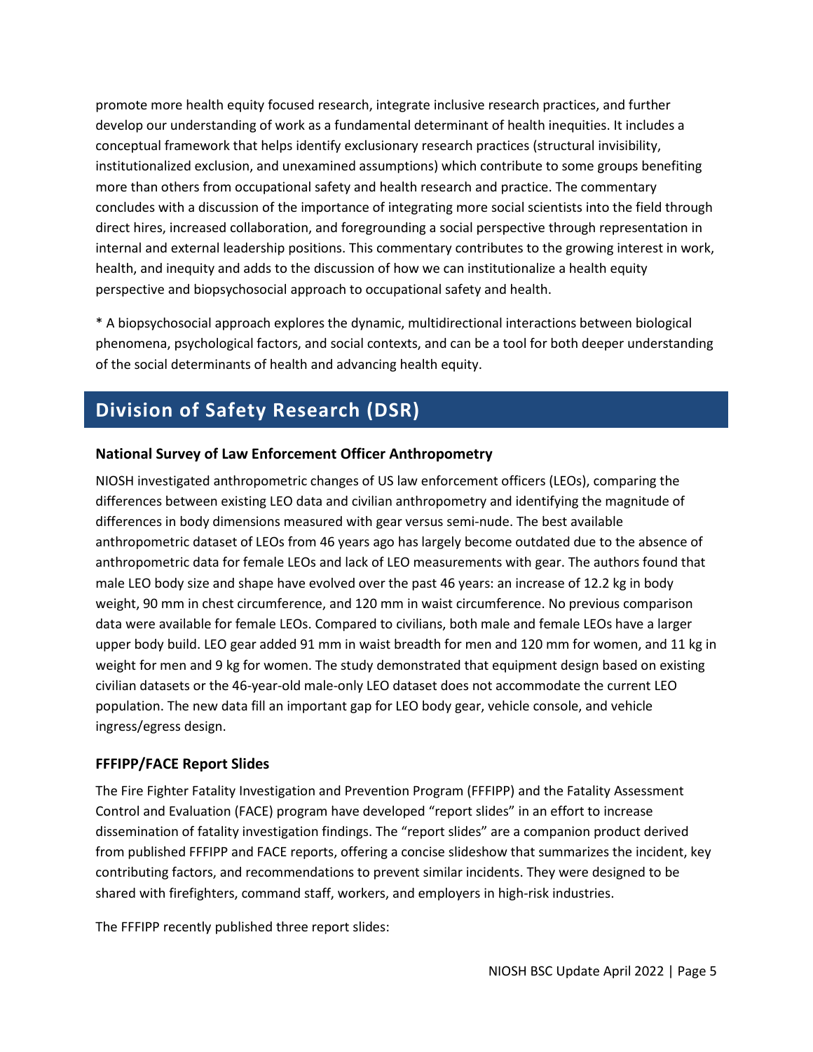promote more health equity focused research, integrate inclusive research practices, and further develop our understanding of work as a fundamental determinant of health inequities. It includes a conceptual framework that helps identify exclusionary research practices (structural invisibility, institutionalized exclusion, and unexamined assumptions) which contribute to some groups benefiting more than others from occupational safety and health research and practice. The commentary concludes with a discussion of the importance of integrating more social scientists into the field through direct hires, increased collaboration, and foregrounding a social perspective through representation in internal and external leadership positions. This commentary contributes to the growing interest in work, health, and inequity and adds to the discussion of how we can institutionalize a health equity perspective and biopsychosocial approach to occupational safety and health.

* A biopsychosocial approach explores the dynamic, multidirectional interactions between biological phenomena, psychological factors, and social contexts, and can be a tool for both deeper understanding of the social determinants of health and advancing health equity.

## Division of Safety Research (DSR)

### National Survey of Law Enforcement Officer Anthropometry

NIOSH investigated anthropometric changes of US law enforcement officers (LEOs), comparing the differences between existing LEO data and civilian anthropometry and identifying the magnitude of differences in body dimensions measured with gear versus semi-nude. The best available anthropometric dataset of LEOs from 46 years ago has largely become outdated due to the absence of anthropometric data for female LEOs and lack of LEO measurements with gear. The authors found that male LEO body size and shape have evolved over the past 46 years: an increase of 12.2 kg in body weight, 90 mm in chest circumference, and 120 mm in waist circumference. No previous comparison data were available for female LEOs. Compared to civilians, both male and female LEOs have a larger upper body build. LEO gear added 91 mm in waist breadth for men and 120 mm for women, and 11 kg in weight for men and 9 kg for women. The study demonstrated that equipment design based on existing civilian datasets or the 46-year-old male-only LEO dataset does not accommodate the current LEO population. The new data fill an important gap for LEO body gear, vehicle console, and vehicle ingress/egress design.

### FFFIPP/FACE Report Slides

The Fire Fighter Fatality Investigation and Prevention Program (FFFIPP) and the Fatality Assessment Control and Evaluation (FACE) program have developed "report slides" in an effort to increase dissemination of fatality investigation findings. The "report slides" are a companion product derived from published FFFIPP and FACE reports, offering a concise slideshow that summarizes the incident, key contributing factors, and recommendations to prevent similar incidents. They were designed to be shared with firefighters, command staff, workers, and employers in high-risk industries.

The FFFIPP recently published three report slides: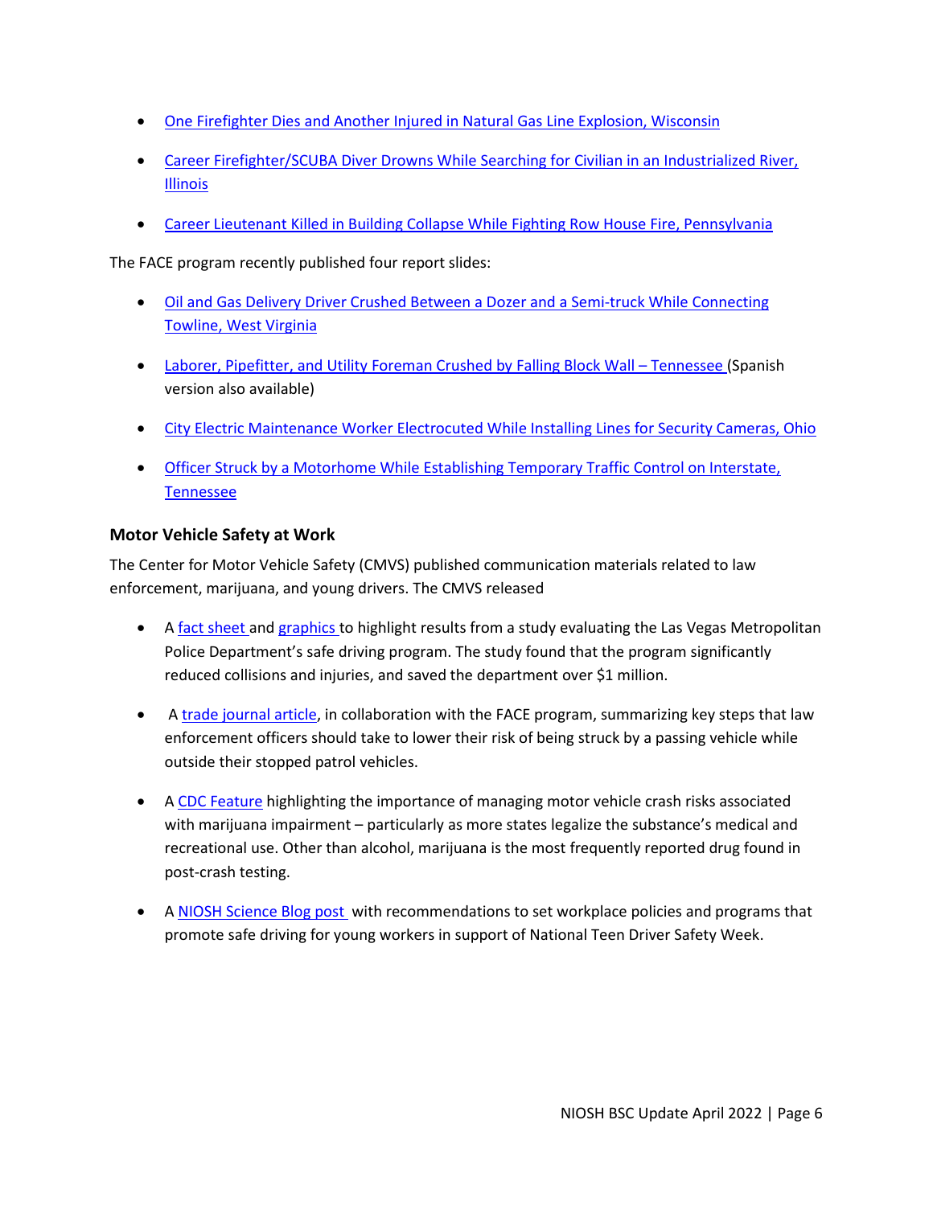- One Firefighter Dies and Another Injured in Natural Gas Line Explosion, Wisconsin
- Career Firefighter/SCUBA Diver Drowns While Searching for Civilian in an Industrialized River, Illinois
- Career Lieutenant Killed in Building Collapse While Fighting Row House Fire, Pennsylvania

The FACE program recently published four report slides:

- Oil and Gas Delivery Driver Crushed Between a Dozer and a Semi-truck While Connecting Towline, West Virginia
- Laborer, Pipefitter, and Utility Foreman Crushed by Falling Block Wall – Tennessee (Spanish version also available)
- City Electric Maintenance Worker Electrocuted While Installing Lines for Security Cameras, Ohio
- Officer Struck by a Motorhome While Establishing Temporary Traffic Control on Interstate, Tennessee

### Motor Vehicle Safety at Work

The Center for Motor Vehicle Safety (CMVS) published communication materials related to law enforcement, marijuana, and young drivers. The CMVS released

- A fact sheet and graphics to highlight results from a study evaluating the Las Vegas Metropolitan Police Department's safe driving program. The study found that the program significantly reduced collisions and injuries, and saved the department over $1 million.
- A trade journal article, in collaboration with the FACE program, summarizing key steps that law enforcement officers should take to lower their risk of being struck by a passing vehicle while outside their stopped patrol vehicles.
- A CDC Feature highlighting the importance of managing motor vehicle crash risks associated with marijuana impairment – particularly as more states legalize the substance's medical and recreational use. Other than alcohol, marijuana is the most frequently reported drug found in post-crash testing.
- A NIOSH Science Blog post with recommendations to set workplace policies and programs that promote safe driving for young workers in support of National Teen Driver Safety Week.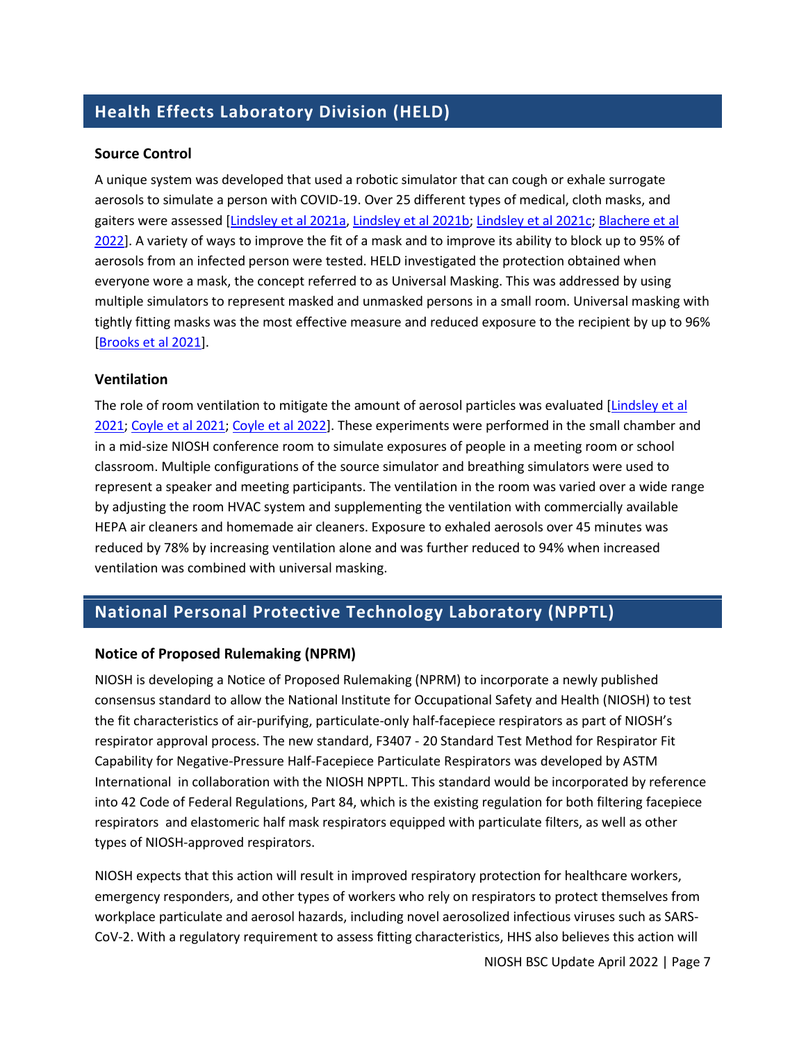## Health Effects Laboratory Division (HELD)

### Source Control

A unique system was developed that used a robotic simulator that can cough or exhale surrogate aerosols to simulate a person with COVID-19. Over 25 different types of medical, cloth masks, and gaiters were assessed [Lindsley et al 2021a, Lindsley et al 2021b; Lindsley et al 2021c; Blachere et al 2022]. A variety of ways to improve the fit of a mask and to improve its ability to block up to 95% of aerosols from an infected person were tested. HELD investigated the protection obtained when everyone wore a mask, the concept referred to as Universal Masking. This was addressed by using multiple simulators to represent masked and unmasked persons in a small room. Universal masking with tightly fitting masks was the most effective measure and reduced exposure to the recipient by up to 96% [Brooks et al 2021].

### Ventilation

The role of room ventilation to mitigate the amount of aerosol particles was evaluated [Lindsley et al 2021; Coyle et al 2021; Coyle et al 2022]. These experiments were performed in the small chamber and in a mid-size NIOSH conference room to simulate exposures of people in a meeting room or school classroom. Multiple configurations of the source simulator and breathing simulators were used to represent a speaker and meeting participants. The ventilation in the room was varied over a wide range by adjusting the room HVAC system and supplementing the ventilation with commercially available HEPA air cleaners and homemade air cleaners. Exposure to exhaled aerosols over 45 minutes was reduced by 78% by increasing ventilation alone and was further reduced to 94% when increased ventilation was combined with universal masking.

## National Personal Protective Technology Laboratory (NPPTL)

### Notice of Proposed Rulemaking (NPRM)

NIOSH is developing a Notice of Proposed Rulemaking (NPRM) to incorporate a newly published consensus standard to allow the National Institute for Occupational Safety and Health (NIOSH) to test the fit characteristics of air-purifying, particulate-only half-facepiece respirators as part of NIOSH's respirator approval process. The new standard, F3407 - 20 Standard Test Method for Respirator Fit Capability for Negative-Pressure Half-Facepiece Particulate Respirators was developed by ASTM International in collaboration with the NIOSH NPPTL. This standard would be incorporated by reference into 42 Code of Federal Regulations, Part 84, which is the existing regulation for both filtering facepiece respirators and elastomeric half mask respirators equipped with particulate filters, as well as other types of NIOSH-approved respirators.

NIOSH expects that this action will result in improved respiratory protection for healthcare workers, emergency responders, and other types of workers who rely on respirators to protect themselves from workplace particulate and aerosol hazards, including novel aerosolized infectious viruses such as SARS-CoV-2. With a regulatory requirement to assess fitting characteristics, HHS also believes this action will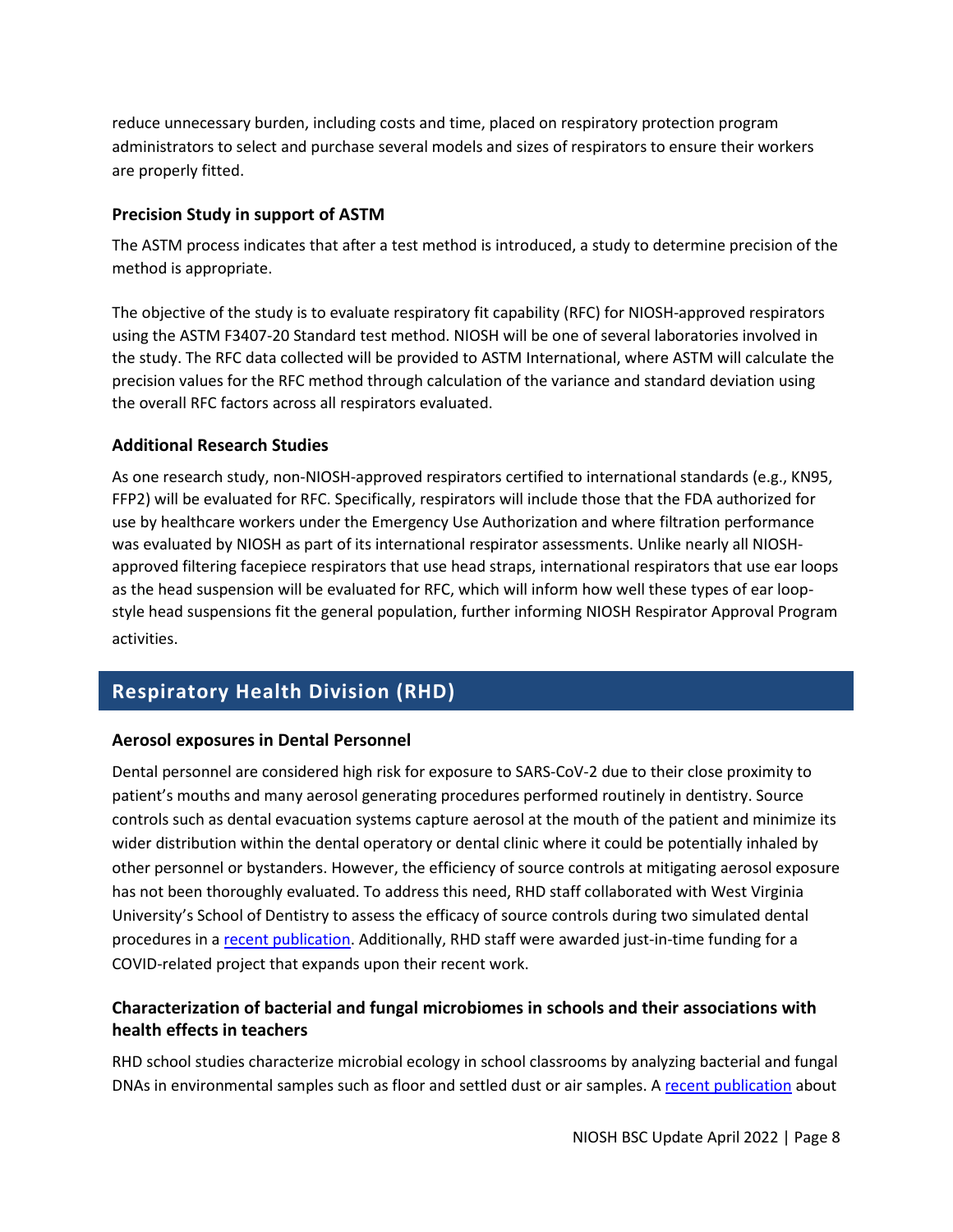reduce unnecessary burden, including costs and time, placed on respiratory protection program administrators to select and purchase several models and sizes of respirators to ensure their workers are properly fitted.

### Precision Study in support of ASTM

The ASTM process indicates that after a test method is introduced, a study to determine precision of the method is appropriate.

The objective of the study is to evaluate respiratory fit capability (RFC) for NIOSH-approved respirators using the ASTM F3407-20 Standard test method. NIOSH will be one of several laboratories involved in the study. The RFC data collected will be provided to ASTM International, where ASTM will calculate the precision values for the RFC method through calculation of the variance and standard deviation using the overall RFC factors across all respirators evaluated.

### Additional Research Studies

As one research study, non-NIOSH-approved respirators certified to international standards (e.g., KN95, FFP2) will be evaluated for RFC. Specifically, respirators will include those that the FDA authorized for use by healthcare workers under the Emergency Use Authorization and where filtration performance was evaluated by NIOSH as part of its international respirator assessments. Unlike nearly all NIOSH-approved filtering facepiece respirators that use head straps, international respirators that use ear loops as the head suspension will be evaluated for RFC, which will inform how well these types of ear loop-style head suspensions fit the general population, further informing NIOSH Respirator Approval Program activities.

## Respiratory Health Division (RHD)

### Aerosol exposures in Dental Personnel

Dental personnel are considered high risk for exposure to SARS-CoV-2 due to their close proximity to patient's mouths and many aerosol generating procedures performed routinely in dentistry. Source controls such as dental evacuation systems capture aerosol at the mouth of the patient and minimize its wider distribution within the dental operatory or dental clinic where it could be potentially inhaled by other personnel or bystanders. However, the efficiency of source controls at mitigating aerosol exposure has not been thoroughly evaluated. To address this need, RHD staff collaborated with West Virginia University's School of Dentistry to assess the efficacy of source controls during two simulated dental procedures in a recent publication. Additionally, RHD staff were awarded just-in-time funding for a COVID-related project that expands upon their recent work.

### Characterization of bacterial and fungal microbiomes in schools and their associations with health effects in teachers

RHD school studies characterize microbial ecology in school classrooms by analyzing bacterial and fungal DNAs in environmental samples such as floor and settled dust or air samples. A recent publication about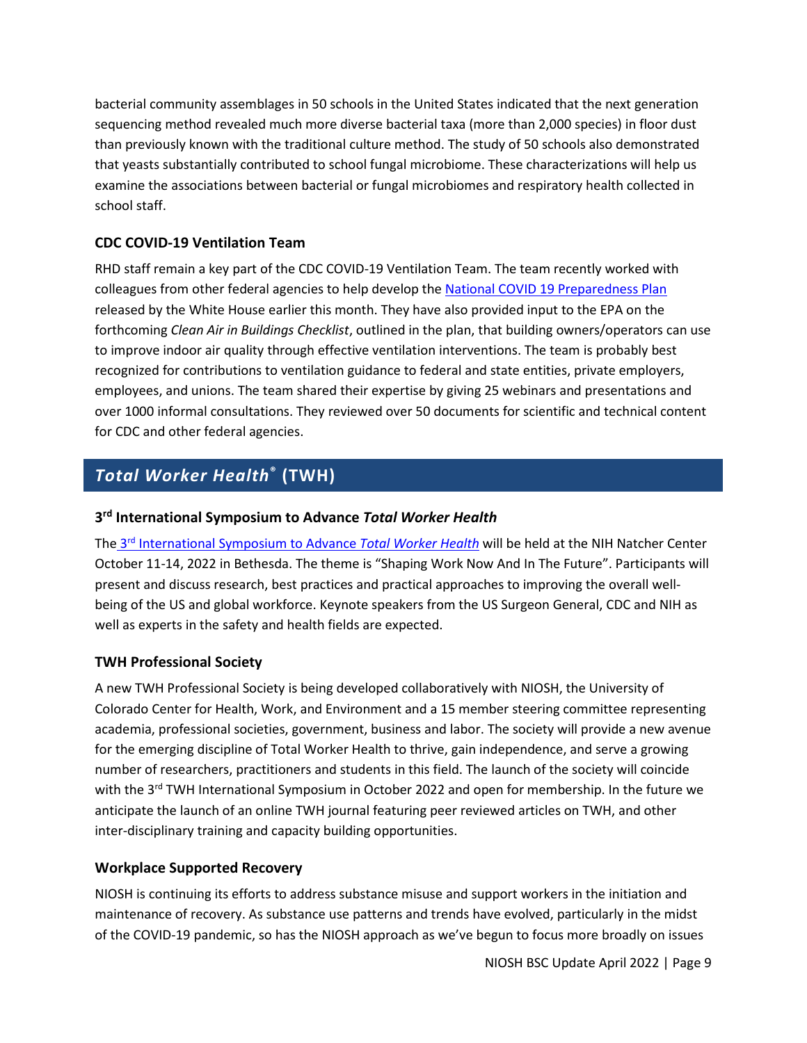bacterial community assemblages in 50 schools in the United States indicated that the next generation sequencing method revealed much more diverse bacterial taxa (more than 2,000 species) in floor dust than previously known with the traditional culture method. The study of 50 schools also demonstrated that yeasts substantially contributed to school fungal microbiome. These characterizations will help us examine the associations between bacterial or fungal microbiomes and respiratory health collected in school staff.

### CDC COVID-19 Ventilation Team

RHD staff remain a key part of the CDC COVID-19 Ventilation Team. The team recently worked with colleagues from other federal agencies to help develop the National COVID 19 Preparedness Plan released by the White House earlier this month. They have also provided input to the EPA on the forthcoming *Clean Air in Buildings Checklist*, outlined in the plan, that building owners/operators can use to improve indoor air quality through effective ventilation interventions. The team is probably best recognized for contributions to ventilation guidance to federal and state entities, private employers, employees, and unions. The team shared their expertise by giving 25 webinars and presentations and over 1000 informal consultations. They reviewed over 50 documents for scientific and technical content for CDC and other federal agencies.

## *Total Worker Health*® (TWH)

### 3rd International Symposium to Advance *Total Worker Health*

The 3rd International Symposium to Advance *Total Worker Health* will be held at the NIH Natcher Center October 11-14, 2022 in Bethesda. The theme is "Shaping Work Now And In The Future". Participants will present and discuss research, best practices and practical approaches to improving the overall well-being of the US and global workforce. Keynote speakers from the US Surgeon General, CDC and NIH as well as experts in the safety and health fields are expected.

### TWH Professional Society

A new TWH Professional Society is being developed collaboratively with NIOSH, the University of Colorado Center for Health, Work, and Environment and a 15 member steering committee representing academia, professional societies, government, business and labor. The society will provide a new avenue for the emerging discipline of Total Worker Health to thrive, gain independence, and serve a growing number of researchers, practitioners and students in this field. The launch of the society will coincide with the 3rd TWH International Symposium in October 2022 and open for membership. In the future we anticipate the launch of an online TWH journal featuring peer reviewed articles on TWH, and other inter-disciplinary training and capacity building opportunities.

### Workplace Supported Recovery

NIOSH is continuing its efforts to address substance misuse and support workers in the initiation and maintenance of recovery. As substance use patterns and trends have evolved, particularly in the midst of the COVID-19 pandemic, so has the NIOSH approach as we've begun to focus more broadly on issues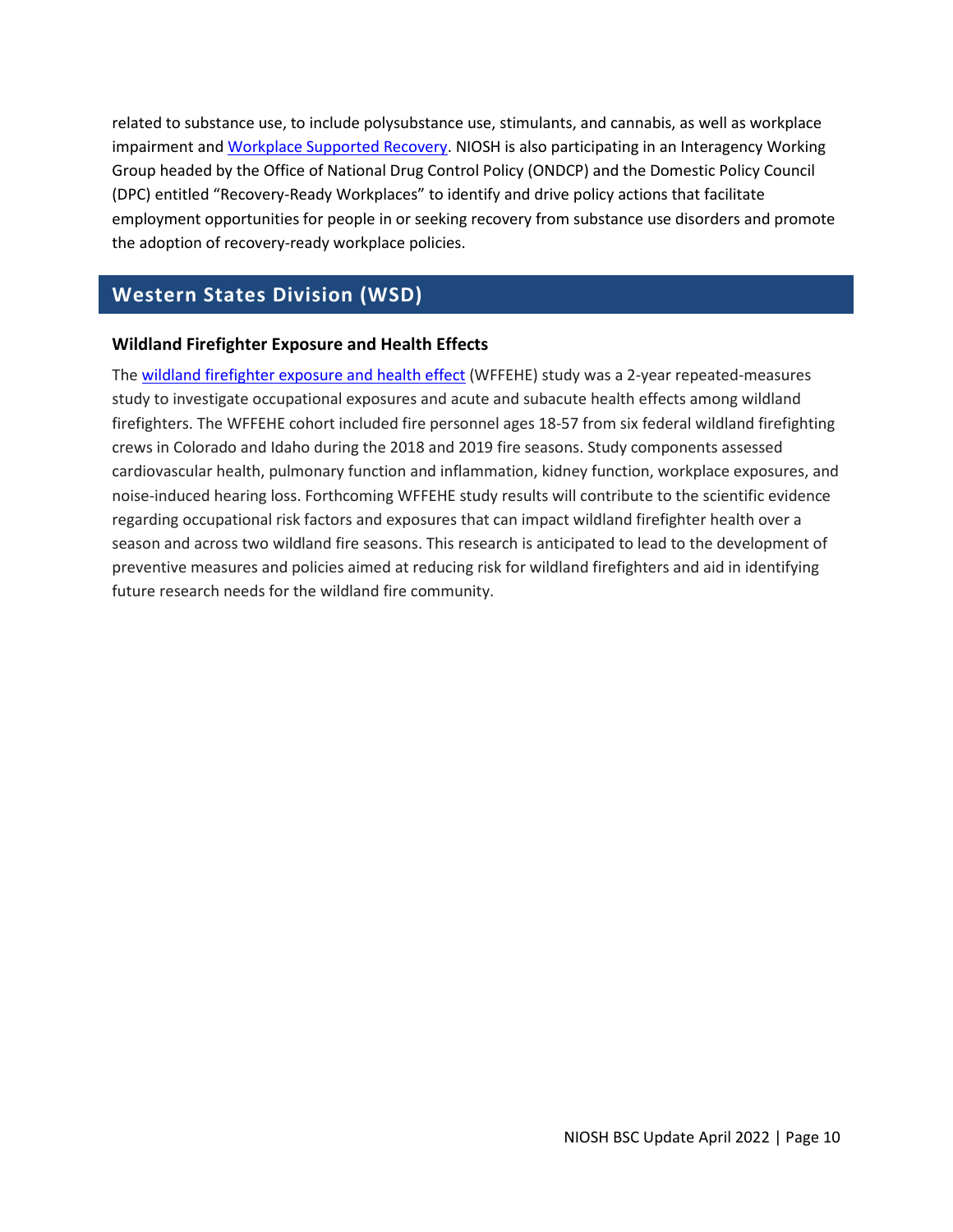related to substance use, to include polysubstance use, stimulants, and cannabis, as well as workplace impairment and Workplace Supported Recovery. NIOSH is also participating in an Interagency Working Group headed by the Office of National Drug Control Policy (ONDCP) and the Domestic Policy Council (DPC) entitled "Recovery-Ready Workplaces" to identify and drive policy actions that facilitate employment opportunities for people in or seeking recovery from substance use disorders and promote the adoption of recovery-ready workplace policies.

## Western States Division (WSD)

### Wildland Firefighter Exposure and Health Effects

The wildland firefighter exposure and health effect (WFFEHE) study was a 2-year repeated-measures study to investigate occupational exposures and acute and subacute health effects among wildland firefighters. The WFFEHE cohort included fire personnel ages 18-57 from six federal wildland firefighting crews in Colorado and Idaho during the 2018 and 2019 fire seasons. Study components assessed cardiovascular health, pulmonary function and inflammation, kidney function, workplace exposures, and noise-induced hearing loss. Forthcoming WFFEHE study results will contribute to the scientific evidence regarding occupational risk factors and exposures that can impact wildland firefighter health over a season and across two wildland fire seasons. This research is anticipated to lead to the development of preventive measures and policies aimed at reducing risk for wildland firefighters and aid in identifying future research needs for the wildland fire community.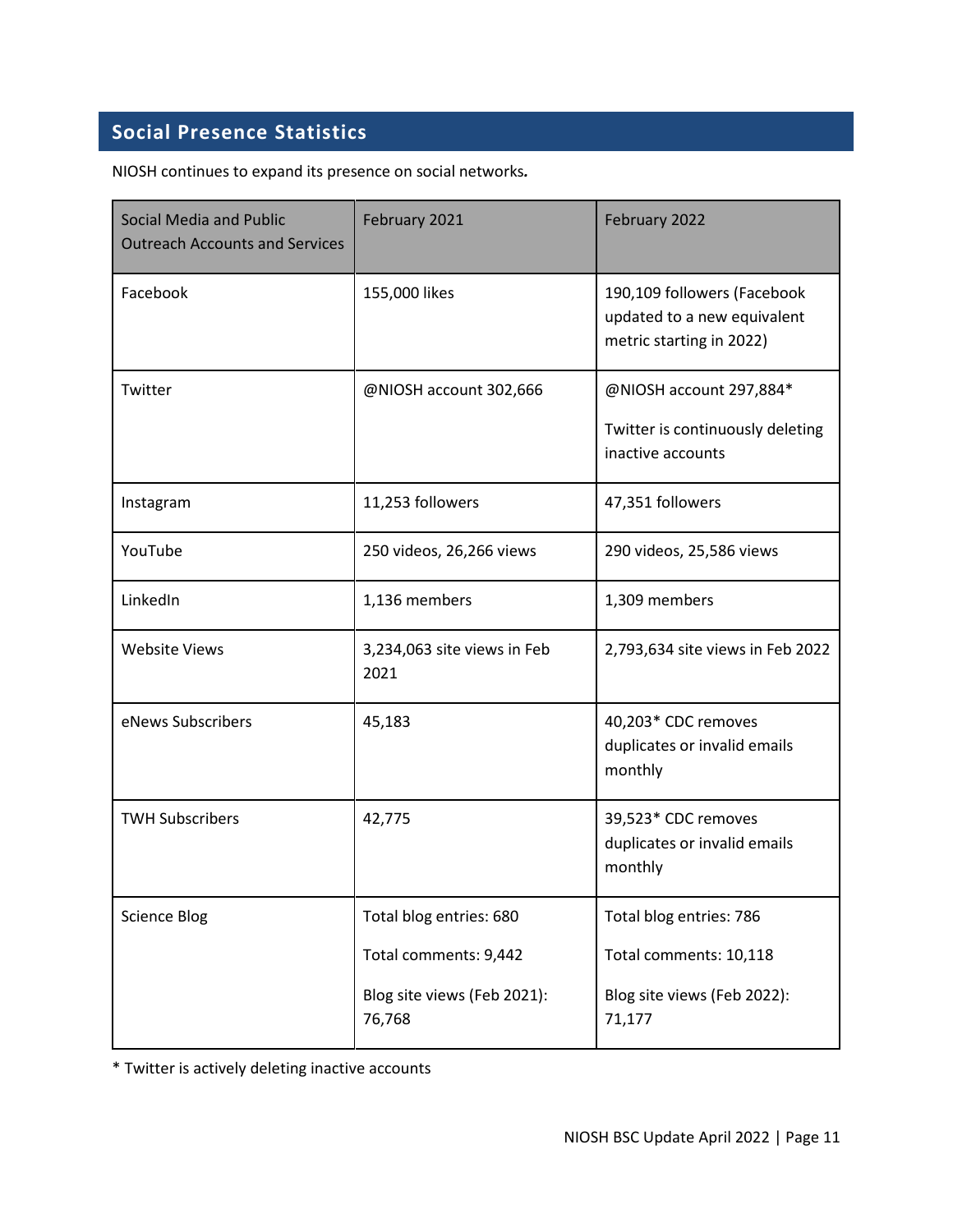## Social Presence Statistics

NIOSH continues to expand its presence on social networks.

| Social Media and Public Outreach Accounts and Services | February 2021 | February 2022 |
|---|---|---|
| Facebook | 155,000 likes | 190,109 followers (Facebook updated to a new equivalent metric starting in 2022) |
| Twitter | @NIOSH account 302,666 | @NIOSH account 297,884*<br><br>Twitter is continuously deleting inactive accounts |
| Instagram | 11,253 followers | 47,351 followers |
| YouTube | 250 videos, 26,266 views | 290 videos, 25,586 views |
| LinkedIn | 1,136 members | 1,309 members |
| Website Views | 3,234,063 site views in Feb 2021 | 2,793,634 site views in Feb 2022 |
| eNews Subscribers | 45,183 | 40,203* CDC removes duplicates or invalid emails monthly |
| TWH Subscribers | 42,775 | 39,523* CDC removes duplicates or invalid emails monthly |
| Science Blog | Total blog entries: 680<br><br>Total comments: 9,442<br><br>Blog site views (Feb 2021): 76,768 | Total blog entries: 786<br><br>Total comments: 10,118<br><br>Blog site views (Feb 2022): 71,177 |

* Twitter is actively deleting inactive accounts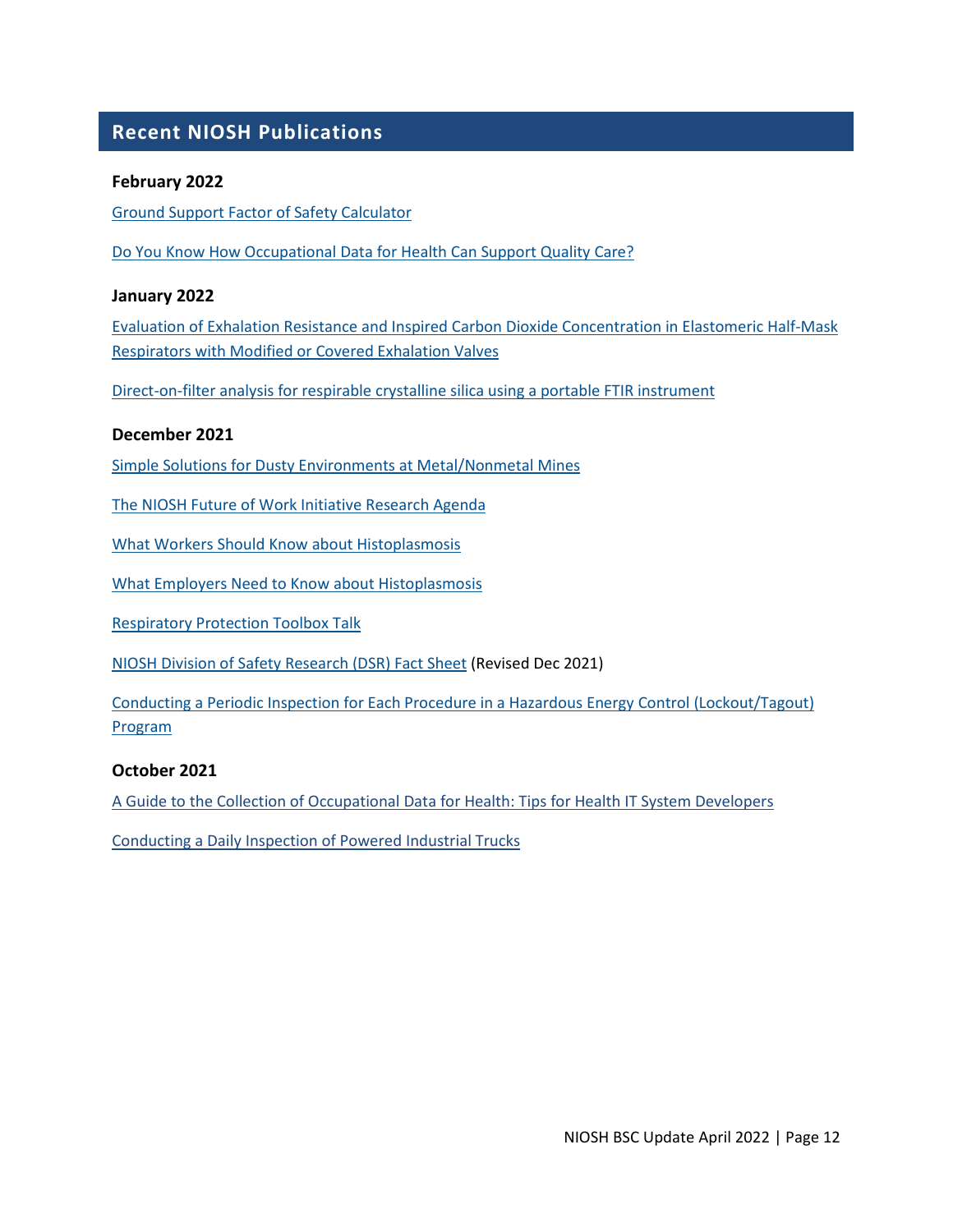## Recent NIOSH Publications

**February 2022**

Ground Support Factor of Safety Calculator

Do You Know How Occupational Data for Health Can Support Quality Care?

**January 2022**

Evaluation of Exhalation Resistance and Inspired Carbon Dioxide Concentration in Elastomeric Half-Mask Respirators with Modified or Covered Exhalation Valves

Direct-on-filter analysis for respirable crystalline silica using a portable FTIR instrument

**December 2021**

Simple Solutions for Dusty Environments at Metal/Nonmetal Mines

The NIOSH Future of Work Initiative Research Agenda

What Workers Should Know about Histoplasmosis

What Employers Need to Know about Histoplasmosis

Respiratory Protection Toolbox Talk

NIOSH Division of Safety Research (DSR) Fact Sheet (Revised Dec 2021)

Conducting a Periodic Inspection for Each Procedure in a Hazardous Energy Control (Lockout/Tagout) Program

**October 2021**

A Guide to the Collection of Occupational Data for Health: Tips for Health IT System Developers

Conducting a Daily Inspection of Powered Industrial Trucks